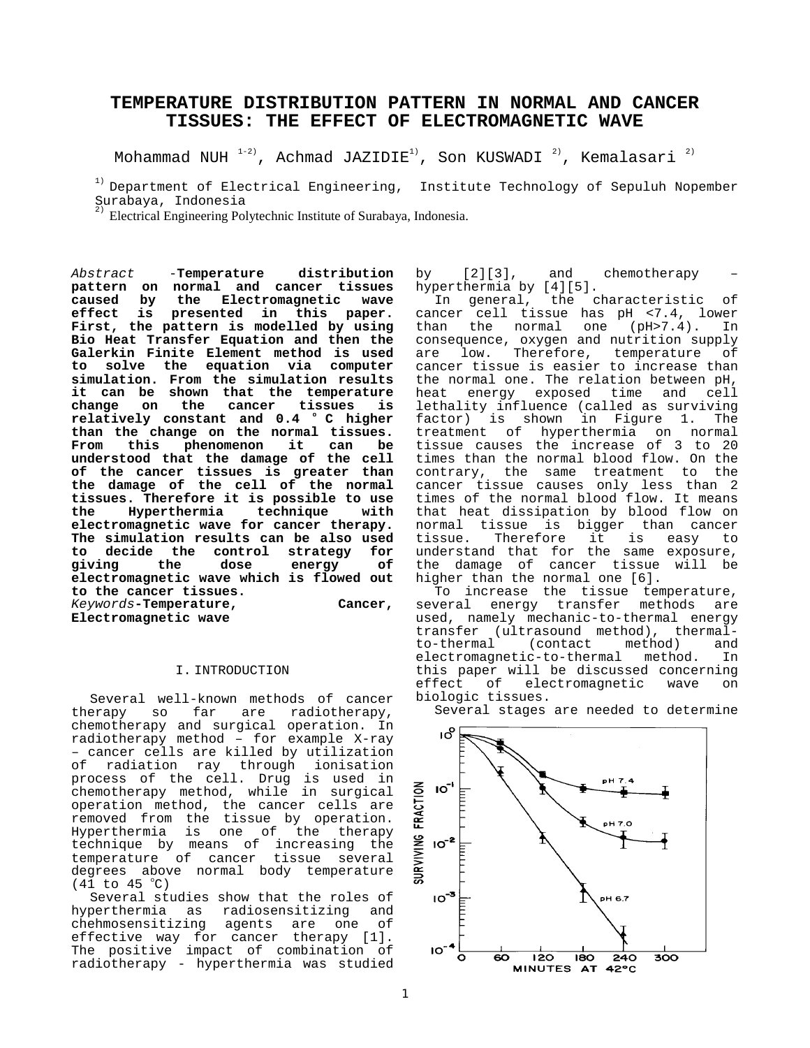# TEMPERATURE DISTRIBUTION PATTERN IN NORMAL AND CANCER TISSUES: THE EFFECT OF ELECTROMAGNETIC WAVE

Mohammad NUH [1-2], Achmad JAZIDIE[1], Son KUSWADI [2], Kemalasari [2]

[1] Department of Electrical Engineering, Institute Technology of Sepuluh Nopember Surabaya, Indonesia
[2] Electrical Engineering Polytechnic Institute of Surabaya, Indonesia.

*Abstract* -**Temperature distribution pattern on normal and cancer tissues caused by the Electromagnetic wave effect is presented in this paper. First, the pattern is modelled by using Bio Heat Transfer Equation and then the Galerkin Finite Element method is used to solve the equation via computer simulation. From the simulation results it can be shown that the temperature change on the cancer tissues is relatively constant and 0.4 °C higher than the change on the normal tissues. From this phenomenon it can be understood that the damage of the cell of the cancer tissues is greater than the damage of the cell of the normal tissues. Therefore it is possible to use the Hyperthermia technique with electromagnetic wave for cancer therapy. The simulation results can be also used to decide the control strategy for giving the dose energy of electromagnetic wave which is flowed out to the cancer tissues.**

*Keywords*-**Temperature, Cancer, Electromagnetic wave**

## I. INTRODUCTION

Several well-known methods of cancer therapy so far are radiotherapy, chemotherapy and surgical operation. In radiotherapy method – for example X-ray – cancer cells are killed by utilization of radiation ray through ionisation process of the cell. Drug is used in chemotherapy method, while in surgical operation method, the cancer cells are removed from the tissue by operation. Hyperthermia is one of the therapy technique by means of increasing the temperature of cancer tissue several degrees above normal body temperature (41 to 45 °C)

Several studies show that the roles of hyperthermia as radiosensitizing and chehmosensitizing agents are one of effective way for cancer therapy [1]. The positive impact of combination of radiotherapy - hyperthermia was studied by [2][3], and chemotherapy – hyperthermia by [4][5].

In general, the characteristic of cancer cell tissue has pH <7.4, lower than the normal one (pH>7.4). In consequence, oxygen and nutrition supply are low. Therefore, temperature of cancer tissue is easier to increase than the normal one. The relation between pH, heat energy exposed time and cell lethality influence (called as surviving factor) is shown in Figure 1. The treatment of hyperthermia on normal tissue causes the increase of 3 to 20 times than the normal blood flow. On the contrary, the same treatment to the cancer tissue causes only less than 2 times of the normal blood flow. It means that heat dissipation by blood flow on normal tissue is bigger than cancer tissue. Therefore it is easy to understand that for the same exposure, the damage of cancer tissue will be higher than the normal one [6].

To increase the tissue temperature, several energy transfer methods are used, namely mechanic-to-thermal energy transfer (ultrasound method), thermal-to-thermal (contact method) and electromagnetic-to-thermal method. In this paper will be discussed concerning effect of electromagnetic wave on biologic tissues.

Several stages are needed to determine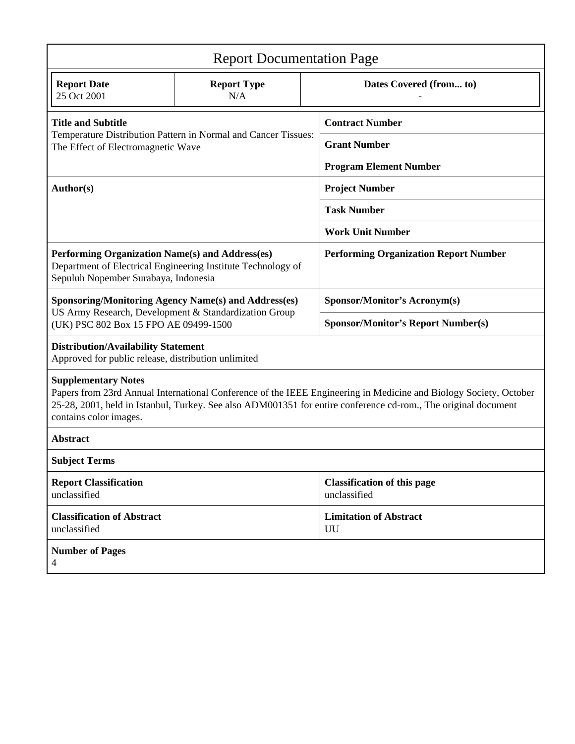# Report Documentation Page

| Report Date | Report Type | Dates Covered (from... to) |
|---|---|---|
| 25 Oct 2001 | N/A | - |

| | |
|---|---|
| **Title and Subtitle**<br>Temperature Distribution Pattern in Normal and Cancer Tissues: The Effect of Electromagnetic Wave | **Contract Number** |
| | **Grant Number** |
| | **Program Element Number** |
| **Author(s)** | **Project Number** |
| | **Task Number** |
| | **Work Unit Number** |
| **Performing Organization Name(s) and Address(es)**<br>Department of Electrical Engineering Institute Technology of Sepuluh Nopember Surabaya, Indonesia | **Performing Organization Report Number** |
| **Sponsoring/Monitoring Agency Name(s) and Address(es)**<br>US Army Research, Development & Standardization Group (UK) PSC 802 Box 15 FPO AE 09499-1500 | **Sponsor/Monitor's Acronym(s)** |
| | **Sponsor/Monitor's Report Number(s)** |

**Distribution/Availability Statement**
Approved for public release, distribution unlimited

**Supplementary Notes**
Papers from 23rd Annual International Conference of the IEEE Engineering in Medicine and Biology Society, October 25-28, 2001, held in Istanbul, Turkey. See also ADM001351 for entire conference cd-rom., The original document contains color images.

**Abstract**

**Subject Terms**

| | |
|---|---|
| **Report Classification**<br>unclassified | **Classification of this page**<br>unclassified |
| **Classification of Abstract**<br>unclassified | **Limitation of Abstract**<br>UU |

**Number of Pages**
4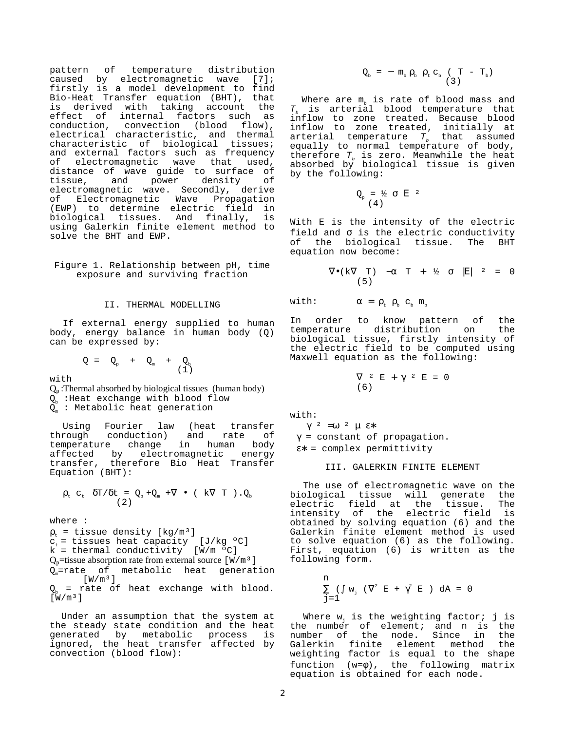pattern of temperature distribution caused by electromagnetic wave [7]; firstly is a model development to find Bio-Heat Transfer equation (BHT), that is derived with taking account the effect of internal factors such as conduction, convection (blood flow), electrical characteristic, and thermal characteristic of biological tissues; and external factors such as frequency of electromagnetic wave that used, distance of wave guide to surface of tissue, and power density of electromagnetic wave. Secondly, derive of Electromagnetic Wave Propagation (EWP) to determine electric field in biological tissues. And finally, is using Galerkin finite element method to solve the BHT and EWP.

Figure 1. Relationship between pH, time exposure and surviving fraction

## II. THERMAL MODELLING

If external energy supplied to human body, energy balance in human body (Q) can be expressed by:

$$Q = Q_p + Q_m + Q_b \quad (1)$$

with

$Q_p$ :Thermal absorbed by biological tissues (human body)
$Q_b$ :Heat exchange with blood flow
$Q_m$ : Metabolic heat generation

Using Fourier law (heat transfer through conduction) and rate of temperature change in human body affected by electromagnetic energy transfer, therefore Bio Heat Transfer Equation (BHT):

$$\rho_t \, c_t \, \delta T/\delta t = Q_p + Q_m + \nabla \bullet ( k\nabla \, T ).Q_b \quad (2)$$

where :

$\rho_t$ = tissue density [kg/m³]
$c_t$ = tissues heat capacity [J/kg ºC]
k = thermal conductivity [W/m ºC]
$Q_p$=tissue absorption rate from external source [W/m³]
$Q_m$=rate of metabolic heat generation [W/m³]
$Q_b$ = rate of heat exchange with blood. [W/m³]

Under an assumption that the system at the steady state condition and the heat generated by metabolic process is ignored, the heat transfer affected by convection (blood flow):

$$Q_b = - m_b \rho_b \, \rho_t c_b \, ( T - T_b) \quad (3)$$

Where are $m_b$ is rate of blood mass and $T_b$ is arterial blood temperature that inflow to zone treated. Because blood inflow to zone treated, initially at arterial temperature $T_b$ that assumed equally to normal temperature of body, therefore $T_b$ is zero. Meanwhile the heat absorbed by biological tissue is given by the following:

$$Q_p = \tfrac{1}{2} \, \sigma \, E^2 \quad (4)$$

With E is the intensity of the electric field and σ is the electric conductivity of the biological tissue. The BHT equation now become:

$$\nabla \bullet (k\nabla \, T) - \alpha \, T + \tfrac{1}{2} \, \sigma \, |E|^2 = 0 \quad (5)$$

with: $\alpha = \rho_t \, \rho_b \, c_b \, m_b$

In order to know pattern of the temperature distribution on the biological tissue, firstly intensity of the electric field to be computed using Maxwell equation as the following:

$$\nabla^2 E + \gamma^2 E = 0 \quad (6)$$

with:

$\gamma^2 = \omega^2 \mu \varepsilon*$
γ = constant of propagation.
ε∗ = complex permittivity

## III. GALERKIN FINITE ELEMENT

The use of electromagnetic wave on the biological tissue will generate the electric field at the tissue. The intensity of the electric field is obtained by solving equation (6) and the Galerkin finite element method is used to solve equation (6) as the following. First, equation (6) is written as the following form.

$$\sum_{j=1}^{n} \left( \int w_j \, (\nabla^2 E + \gamma^2 E \,) \, dA = 0 \right.$$

Where $w_j$ is the weighting factor; j is the number of element; and n is the number of the node. Since in the Galerkin finite element method the weighting factor is equal to the shape function (w=φ), the following matrix equation is obtained for each node.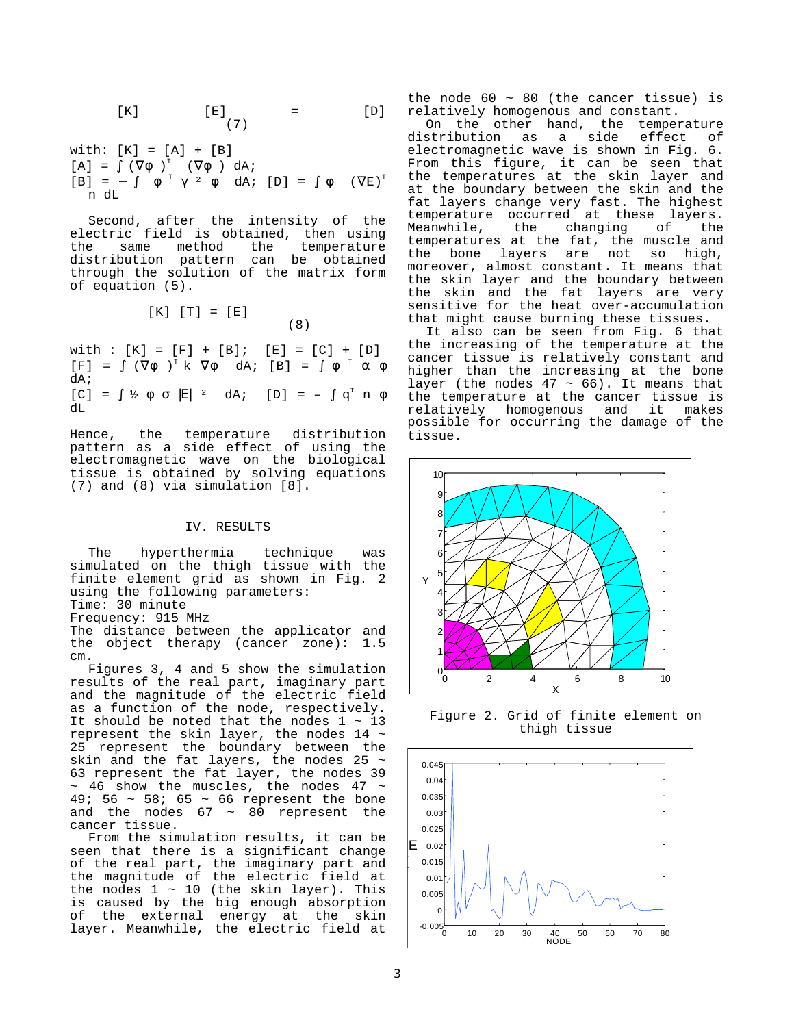$$[K] \quad [E] \quad = \quad [D] \tag{7}$$

with: $[K] = [A] + [B]$

$[A] = \int (\nabla\varphi)^T (\nabla\varphi)\, dA$;

$[B] = -\int \varphi^T \gamma^2 \varphi\, dA$; $[D] = \int \varphi\, (\nabla E)^T n\, dL$

Second, after the intensity of the electric field is obtained, then using the same method the temperature distribution pattern can be obtained through the solution of the matrix form of equation (5).

$$[K]\,[T] = [E] \tag{8}$$

with : $[K] = [F] + [B]$; $[E] = [C] + [D]$

$[F] = \int (\nabla\varphi)^T k\, \nabla\varphi\, dA$; $[B] = \int \varphi^T \alpha\, \varphi\, dA$;

$[C] = \int \frac{1}{2}\, \varphi\, \sigma\, |E|^2\, dA$; $[D] = -\int q^T n\, \varphi\, dL$

Hence, the temperature distribution pattern as a side effect of using the electromagnetic wave on the biological tissue is obtained by solving equations (7) and (8) via simulation [8].

## IV. RESULTS

The hyperthermia technique was simulated on the thigh tissue with the finite element grid as shown in Fig. 2 using the following parameters:
Time: 30 minute
Frequency: 915 MHz
The distance between the applicator and the object therapy (cancer zone): 1.5 cm.

Figures 3, 4 and 5 show the simulation results of the real part, imaginary part and the magnitude of the electric field as a function of the node, respectively. It should be noted that the nodes 1 ~ 13 represent the skin layer, the nodes 14 ~ 25 represent the boundary between the skin and the fat layers, the nodes 25 ~ 63 represent the fat layer, the nodes 39 ~ 46 show the muscles, the nodes 47 ~ 49; 56 ~ 58; 65 ~ 66 represent the bone and the nodes 67 ~ 80 represent the cancer tissue.

From the simulation results, it can be seen that there is a significant change of the real part, the imaginary part and the magnitude of the electric field at the nodes 1 ~ 10 (the skin layer). This is caused by big enough absorption of the external energy at the skin layer. Meanwhile, the electric field at the node 60 ~ 80 (the cancer tissue) is relatively homogenous and constant.

On the other hand, the temperature distribution as a side effect of electromagnetic wave is shown in Fig. 6. From this figure, it can be seen that the temperatures at the skin layer and at the boundary between the skin and the fat layers change very fast. The highest temperature occurred at these layers. Meanwhile, the changing of the temperatures at the fat, the muscle and the bone layers are not so high, moreover, almost constant. It means that the skin layer and the boundary between the skin and the fat layers are very sensitive for the heat over-accumulation that might cause burning these tissues.

It also can be seen from Fig. 6 that the increasing of the temperature at the cancer tissue is relatively constant and higher than the increasing at the bone layer (the nodes 47 ~ 66). It means that the temperature at the cancer tissue is relatively homogenous and it makes possible for occurring the damage of the tissue.

Figure 2. Grid of finite element on thigh tissue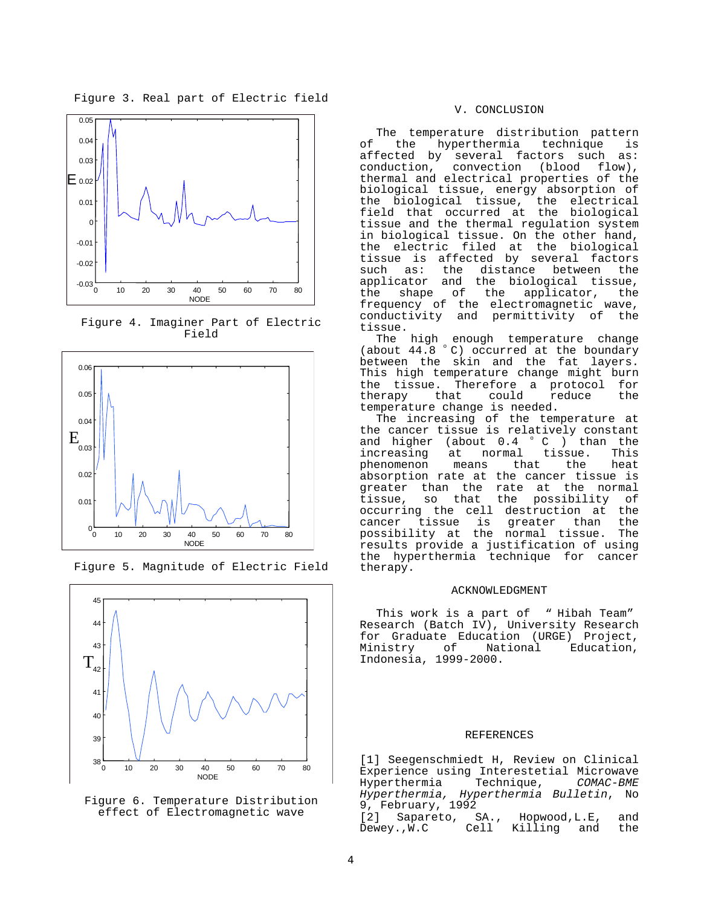Figure 3. Real part of Electric field

Figure 4. Imaginer Part of Electric Field

Figure 5. Magnitude of Electric Field

Figure 6. Temperature Distribution effect of Electromagnetic wave

## V. CONCLUSION

The temperature distribution pattern of the hyperthermia technique is affected by several factors such as: conduction, convection (blood flow), thermal and electrical properties of the biological tissue, energy absorption of the biological tissue, the electrical field that occurred at the biological tissue and the thermal regulation system in biological tissue. On the other hand, the electric filed at the biological tissue is affected by several factors such as: the distance between the applicator and the biological tissue, the shape of the applicator, the frequency of the electromagnetic wave, conductivity and permittivity of the tissue.

The high enough temperature change (about 44.8 °C) occurred at the boundary between the skin and the fat layers. This high temperature change might burn the tissue. Therefore a protocol for therapy that could reduce the temperature change is needed.

The increasing of the temperature at the cancer tissue is relatively constant and higher (about 0.4 °C ) than the increasing at normal tissue. This phenomenon means that the heat absorption rate at the cancer tissue is greater than the rate at the normal tissue, so that the possibility of occurring the cell destruction at the cancer tissue is greater than the possibility at the normal tissue. The results provide a justification of using the hyperthermia technique for cancer therapy.

## ACKNOWLEDGMENT

This work is a part of " Hibah Team" Research (Batch IV), University Research for Graduate Education (URGE) Project, Ministry of National Education, Indonesia, 1999-2000.

## REFERENCES

[1] Seegenschmiedt H, Review on Clinical Experience using Interestetial Microwave Hyperthermia Technique, *COMAC-BME Hyperthermia, Hyperthermia Bulletin*, No 9, February, 1992

[2] Sapareto, SA., Hopwood,L.E, and Dewey.,W.C Cell Killing and the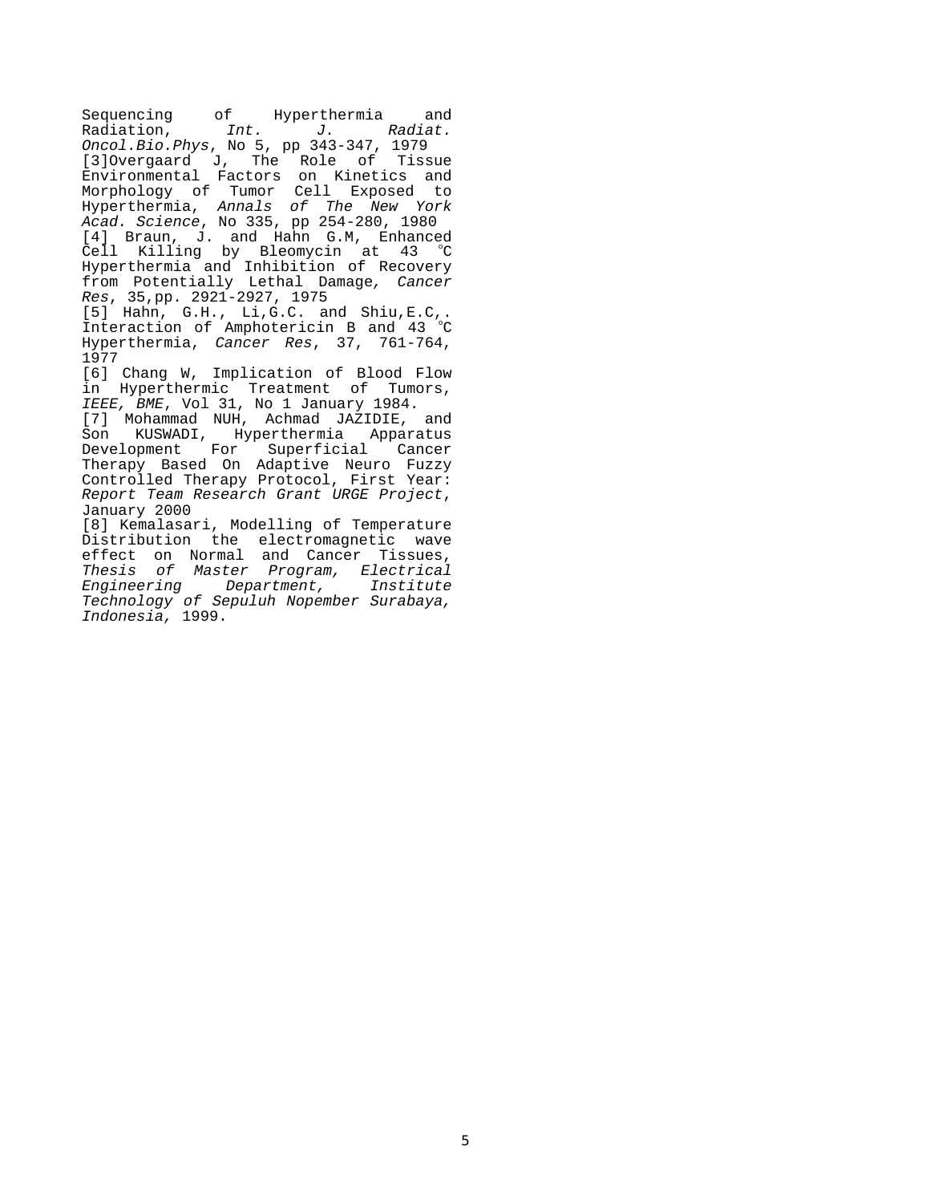Sequencing of Hyperthermia and Radiation, *Int. J. Radiat. Oncol.Bio.Phys*, No 5, pp 343-347, 1979

[3]Overgaard J, The Role of Tissue Environmental Factors on Kinetics and Morphology of Tumor Cell Exposed to Hyperthermia, *Annals of The New York Acad. Science*, No 335, pp 254-280, 1980

[4] Braun, J. and Hahn G.M, Enhanced Cell Killing by Bleomycin at 43 °C Hyperthermia and Inhibition of Recovery from Potentially Lethal Damage*, Cancer Res*, 35,pp. 2921-2927, 1975

[5] Hahn, G.H., Li,G.C. and Shiu,E.C,. Interaction of Amphotericin B and 43 °C Hyperthermia, *Cancer Res*, 37, 761-764, 1977

[6] Chang W, Implication of Blood Flow in Hyperthermic Treatment of Tumors, *IEEE, BME*, Vol 31, No 1 January 1984.

[7] Mohammad NUH, Achmad JAZIDIE, and Son KUSWADI, Hyperthermia Apparatus Development For Superficial Cancer Therapy Based On Adaptive Neuro Fuzzy Controlled Therapy Protocol, First Year: *Report Team Research Grant URGE Project*, January 2000

[8] Kemalasari, Modelling of Temperature Distribution the electromagnetic wave effect on Normal and Cancer Tissues, *Thesis of Master Program, Electrical Engineering Department, Institute Technology of Sepuluh Nopember Surabaya, Indonesia,* 1999.